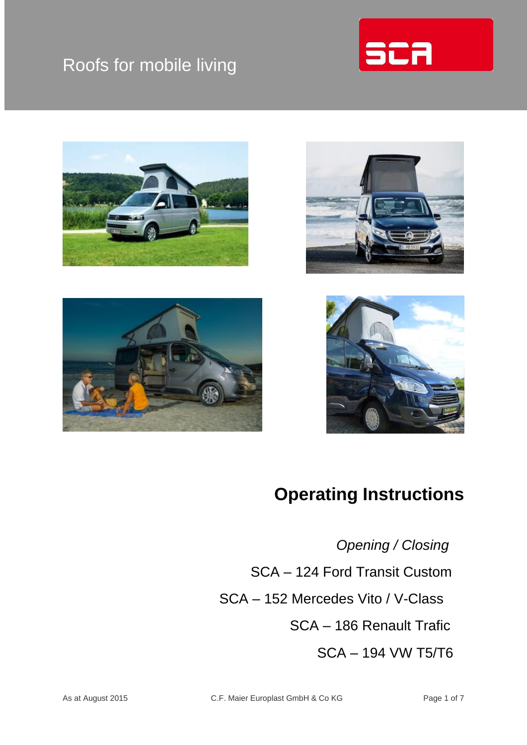Roofs for mobile living

SCA

# Operating Instructions

*Opening / Closing*

SCA – 124 Ford Transit Custom

SCA – 152 Mercedes Vito / V-Class

SCA – 186 Renault Trafic

SCA – 194 VW T5/T6

As at August 2015 C.F. Maier Europlast GmbH & Co KG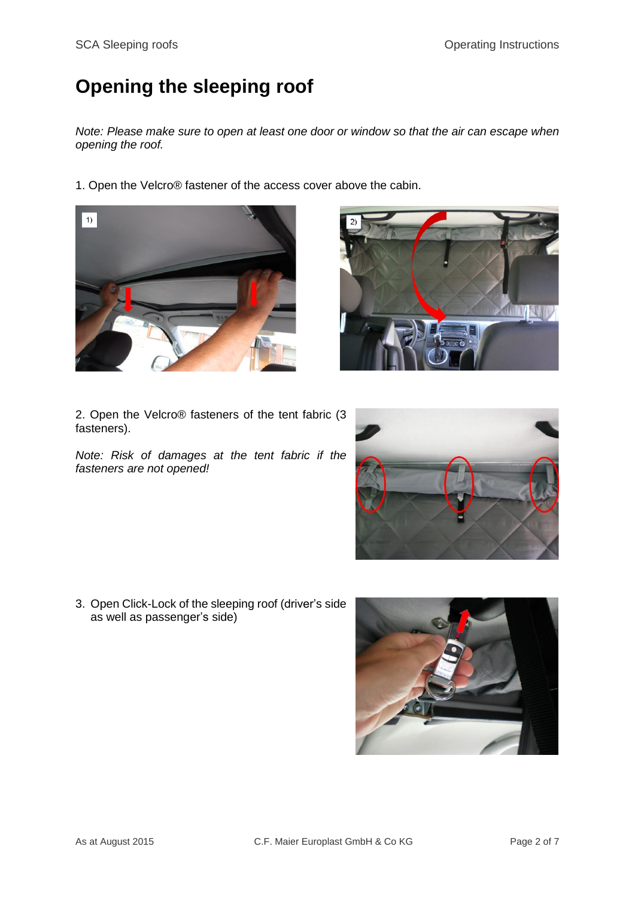# Opening the sleeping roof

*Note: Please make sure to open at least one door or window so that the air can escape when opening the roof.*

1. Open the Velcro® fastener of the access cover above the cabin.

2. Open the Velcro® fasteners of the tent fabric (3 fasteners).

*Note: Risk of damages at the tent fabric if the fasteners are not opened!*

3. Open Click-Lock of the sleeping roof (driver's side as well as passenger's side)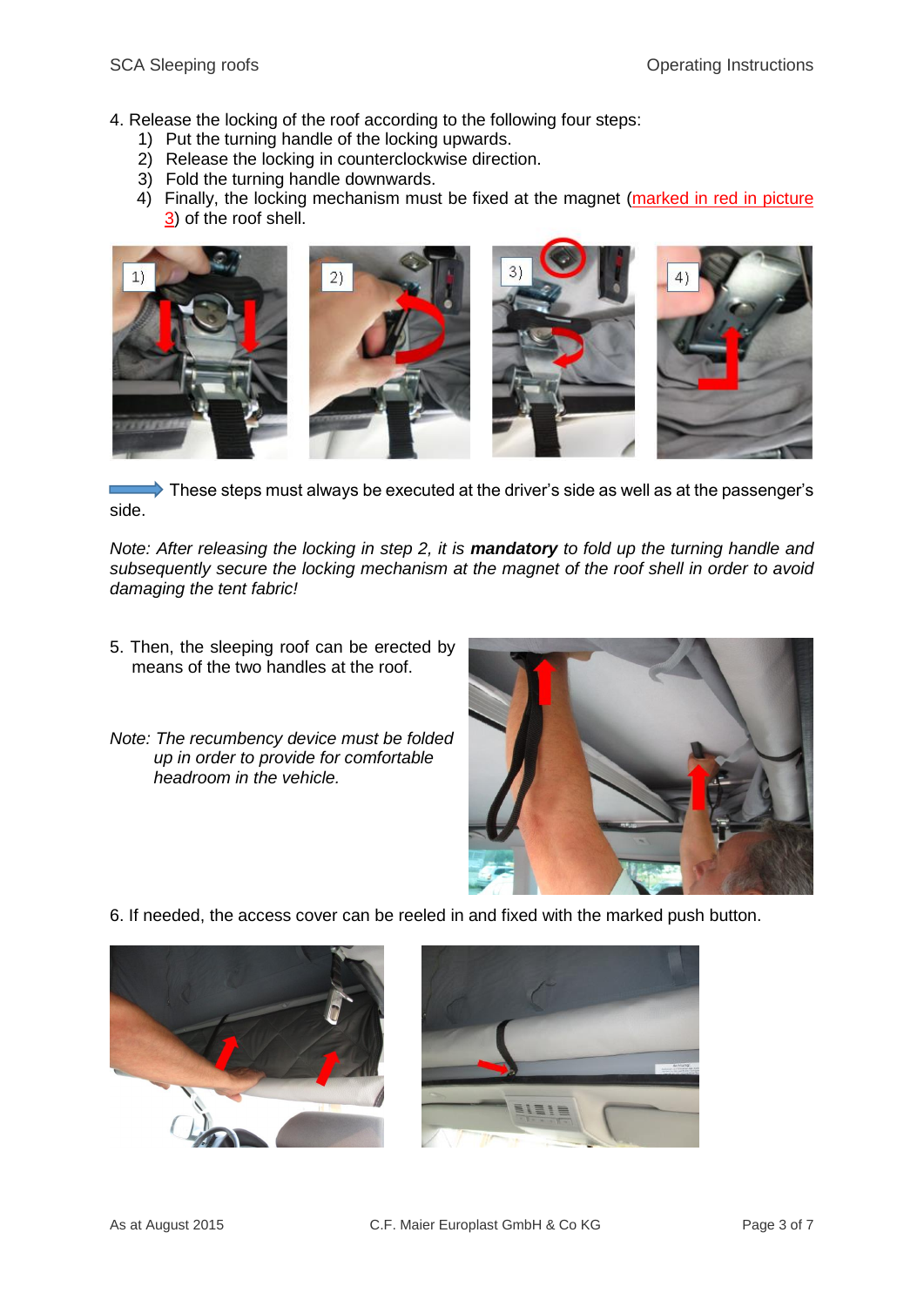4. Release the locking of the roof according to the following four steps:
   1) Put the turning handle of the locking upwards.
   2) Release the locking in counterclockwise direction.
   3) Fold the turning handle downwards.
   4) Finally, the locking mechanism must be fixed at the magnet (marked in red in picture 3) of the roof shell.

These steps must always be executed at the driver's side as well as at the passenger's side.

*Note: After releasing the locking in step 2, it is* ***mandatory*** *to fold up the turning handle and subsequently secure the locking mechanism at the magnet of the roof shell in order to avoid damaging the tent fabric!*

5. Then, the sleeping roof can be erected by means of the two handles at the roof.

*Note: The recumbency device must be folded up in order to provide for comfortable headroom in the vehicle.*

6. If needed, the access cover can be reeled in and fixed with the marked push button.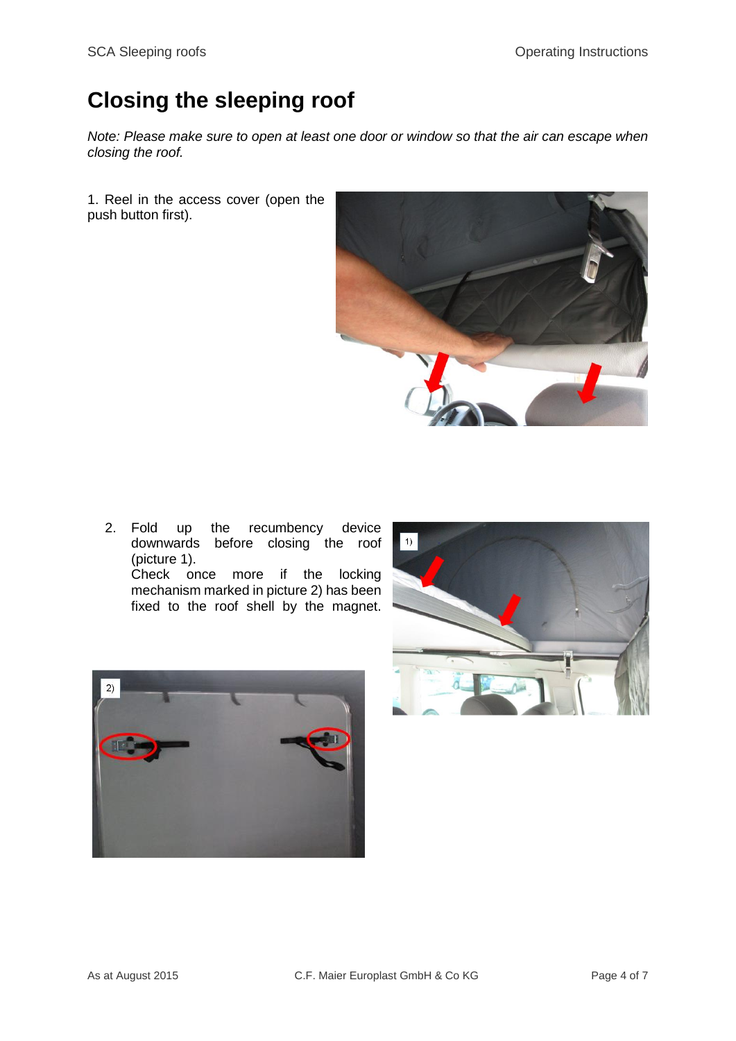# Closing the sleeping roof

*Note: Please make sure to open at least one door or window so that the air can escape when closing the roof.*

1. Reel in the access cover (open the push button first).

2. Fold up the recumbency device downwards before closing the roof (picture 1).
   Check once more if the locking mechanism marked in picture 2) has been fixed to the roof shell by the magnet.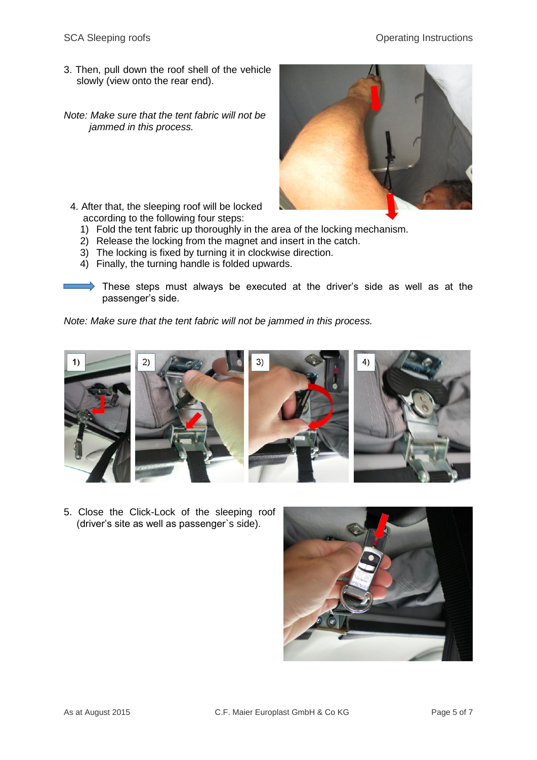3. Then, pull down the roof shell of the vehicle slowly (view onto the rear end).

*Note: Make sure that the tent fabric will not be jammed in this process.*

4. After that, the sleeping roof will be locked according to the following four steps:
   1) Fold the tent fabric up thoroughly in the area of the locking mechanism.
   2) Release the locking from the magnet and insert in the catch.
   3) The locking is fixed by turning it in clockwise direction.
   4) Finally, the turning handle is folded upwards.

➡ These steps must always be executed at the driver's side as well as at the passenger's side.

*Note: Make sure that the tent fabric will not be jammed in this process.*

5. Close the Click-Lock of the sleeping roof (driver's site as well as passenger`s side).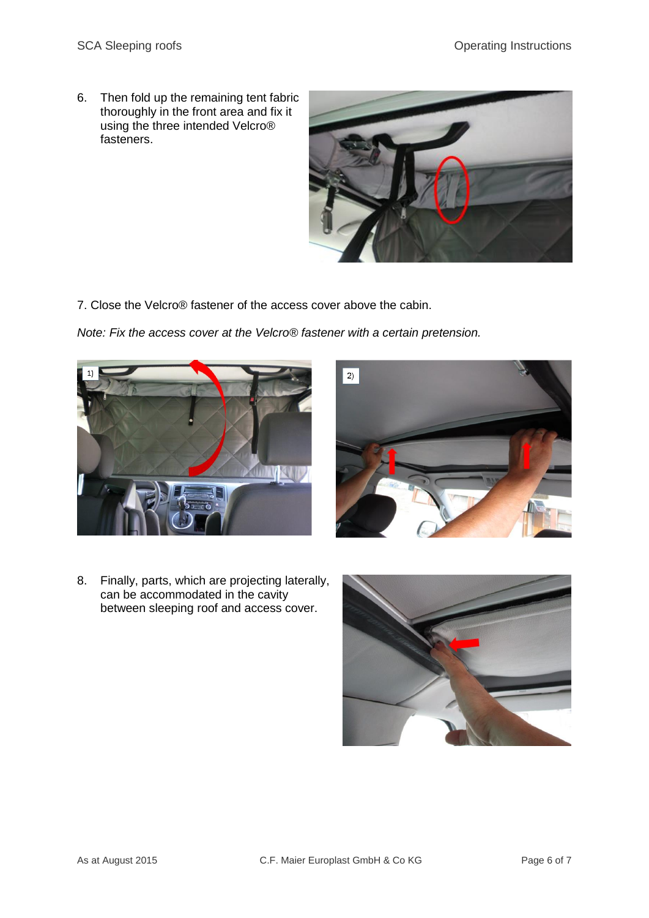6. Then fold up the remaining tent fabric thoroughly in the front area and fix it using the three intended Velcro® fasteners.

7. Close the Velcro® fastener of the access cover above the cabin.

*Note: Fix the access cover at the Velcro® fastener with a certain pretension.*

8. Finally, parts, which are projecting laterally, can be accommodated in the cavity between sleeping roof and access cover.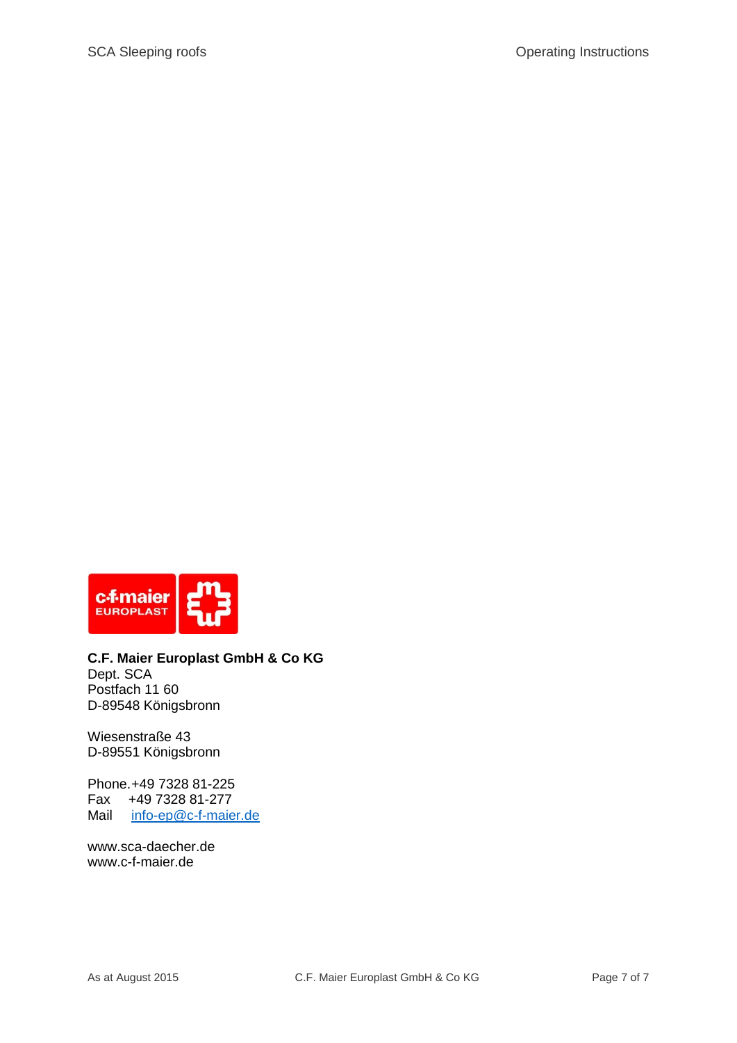**C.F. Maier Europlast GmbH & Co KG**
Dept. SCA
Postfach 11 60
D-89548 Königsbronn

Wiesenstraße 43
D-89551 Königsbronn

Phone.+49 7328 81-225
Fax +49 7328 81-277
Mail info-ep@c-f-maier.de

www.sca-daecher.de
www.c-f-maier.de